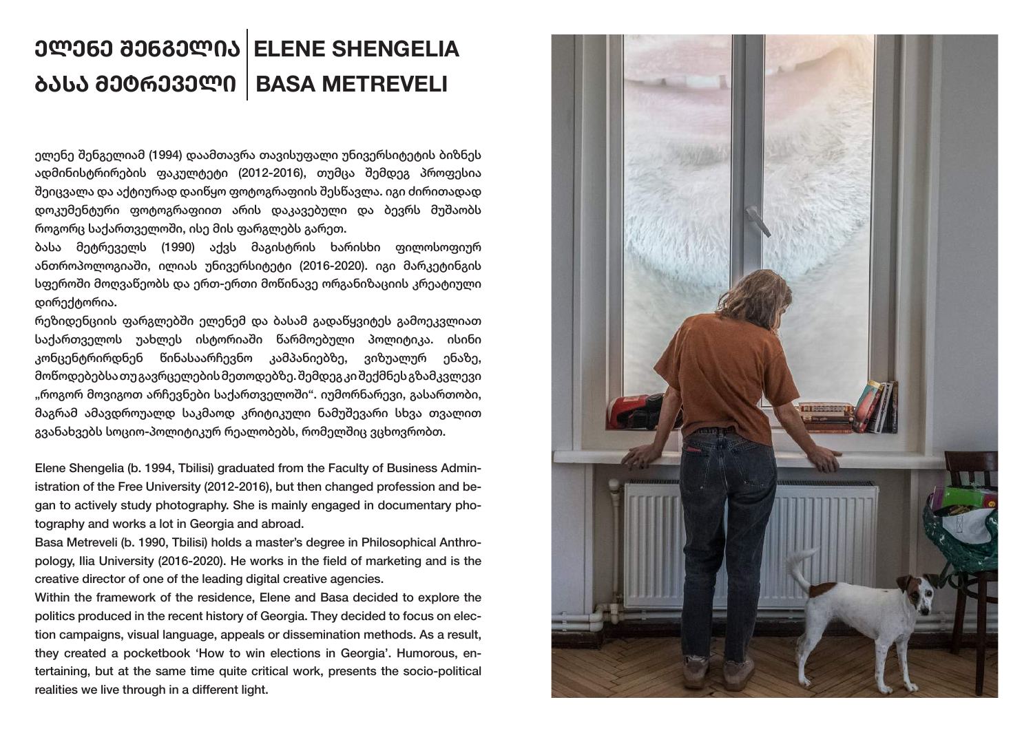# ელენე შენგელია | ELENE SHENGELIA
# ბასა მეტრეველი | BASA METREVELI

ელენე შენგელიამ (1994) დაამთავრა თავისუფალი უნივერსიტეტის ბიზნეს ადმინისტრირების ფაკულტეტი (2012-2016), თუმცა შემდეგ პროფესია შეიცვალა და აქტიურად დაიწყო ფოტოგრაფიის შესწავლა. იგი ძირითადად დოკუმენტური ფოტოგრაფიით არის დაკავებული და ბევრს მუშაობს როგორც საქართველოში, ისე მის ფარგლებს გარეთ.

ბასა მეტრეველს (1990) აქვს მაგისტრის ხარისხი ფილოსოფიურ ანთროპოლოგიაში, ილიას უნივერსიტეტი (2016-2020). იგი მარკეტინგის სფეროში მოღვაწეობს და ერთ-ერთი მოწინავე ორგანიზაციის კრეატიული დირექტორია.

რეზიდენციის ფარგლებში ელენემ და ბასამ გადაწყვიტეს გამოეკვლიათ საქართველოს უახლეს ისტორიაში წარმოებული პოლიტიკა. ისინი კონცენტრირდნენ წინასაარჩევნო კამპანიებზე, ვიზუალურ ენაზე, მოწოდებებსა თუ გავრცელების მეთოდებზე. შემდეგ კი შექმნეს გზამკვლევი „როგორ მოვიგოთ არჩევნები საქართველოში". იუმორნარევი, გასართობი, მაგრამ ამავდროულად საკმაოდ კრიტიკული ნამუშევარი სხვა თვალით გვანახვებს სოციო-პოლიტიკურ რეალობებს, რომელშიც ვცხოვრობთ.

Elene Shengelia (b. 1994, Tbilisi) graduated from the Faculty of Business Administration of the Free University (2012-2016), but then changed profession and began to actively study photography. She is mainly engaged in documentary photography and works a lot in Georgia and abroad.

Basa Metreveli (b. 1990, Tbilisi) holds a master's degree in Philosophical Anthropology, Ilia University (2016-2020). He works in the field of marketing and is the creative director of one of the leading digital creative agencies.

Within the framework of the residence, Elene and Basa decided to explore the politics produced in the recent history of Georgia. They decided to focus on election campaigns, visual language, appeals or dissemination methods. As a result, they created a pocketbook 'How to win elections in Georgia'. Humorous, entertaining, but at the same time quite critical work, presents the socio-political realities we live through in a different light.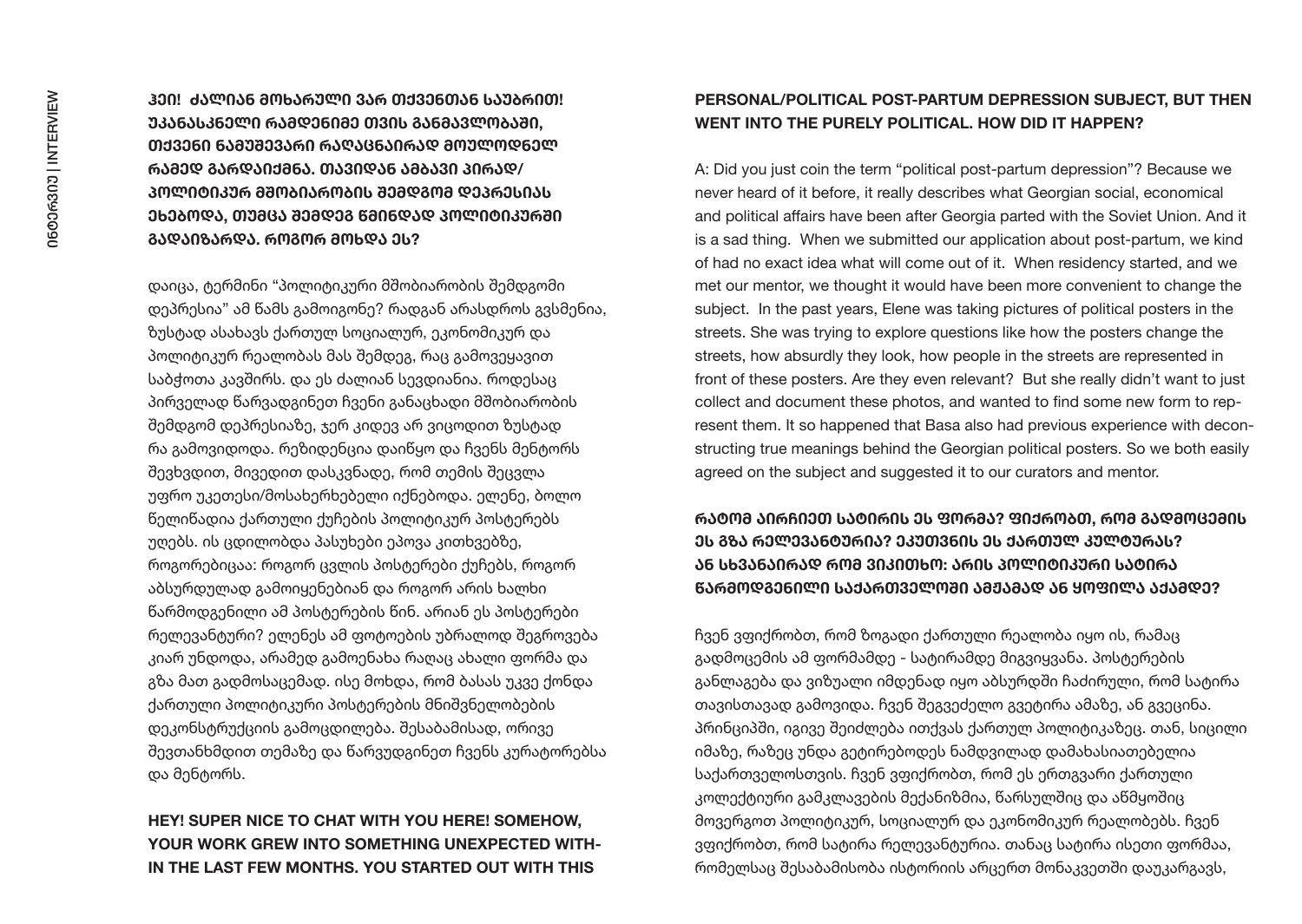**ჰეი! ძალიან მოხარული ვარ თქვენთან საუბრით! უკანასკნელი რამდენიმე თვის განმავლობაში, თქვენი ნამუშევარი რაღაცნაირად მოულოდნელ რამედ გარდაიქმნა. თავიდან ამბავი პირად/ პოლიტიკურ მშობიარობის შემდგომ დეპრესიას ეხებოდა, თუმცა შემდეგ წმინდად პოლიტიკურში გადაიზარდა. როგორ მოხდა ეს?**

დაიცა, ტერმინი "პოლიტიკური მშობიარობის შემდგომი დეპრესია" ამ წამს გამოიგონე? რადგან არასდროს გვსმენია, ზუსტად ასახავს ქართულ სოციალურ, ეკონომიკურ და პოლიტიკურ რეალობას მას შემდეგ, რაც გამოვეყავით საბჭოთა კავშირს. და ეს ძალიან სევდიანია. როდესაც პირველად წარვადგინეთ ჩვენი განაცხადი მშობიარობის შემდგომ დეპრესიაზე, ჯერ კიდევ არ ვიცოდით ზუსტად რა გამოვიდოდა. რეზიდენცია დაიწყო და ჩვენს მენტორს შევხვდით, მივედით დასკვნადე, რომ თემის შეცვლა უფრო უკეთესი/მოსახერხებელი იქნებოდა. ელენე, ბოლო წელიწადია ქართული ქუჩების პოლიტიკურ პოსტერებს უღებს. ის ცდილობდა პასუხები ეპოვა კითხვებზე, როგორებიცაა: როგორ ცვლის პოსტერები ქუჩებს, როგორ აბსურდულად გამოიყენებიან და როგორ არის ხალხი წარმოდგენილი ამ პოსტერების წინ. არიან ეს პოსტერები რელევანტური? ელენეს ამ ფოტოების უბრალოდ შეგროვება კიარ უნდოდა, არამედ გამოენახა რაღაც ახალი ფორმა და გზა მათ გადმოსაცემად. ისე მოხდა, რომ ბასას უკვე ქონდა ქართული პოლიტიკური პოსტერების მნიშვნელობების დეკონსტრუქციის გამოცდილება. შესაბამისად, ორივე შევთანხმდით თემაზე და წარვუდგინეთ ჩვენს კურატორებსა და მენტორს.

**HEY! SUPER NICE TO CHAT WITH YOU HERE! SOMEHOW, YOUR WORK GREW INTO SOMETHING UNEXPECTED WITHIN THE LAST FEW MONTHS. YOU STARTED OUT WITH THIS PERSONAL/POLITICAL POST-PARTUM DEPRESSION SUBJECT, BUT THEN WENT INTO THE PURELY POLITICAL. HOW DID IT HAPPEN?**

A: Did you just coin the term "political post-partum depression"? Because we never heard of it before, it really describes what Georgian social, economical and political affairs have been after Georgia parted with the Soviet Union. And it is a sad thing. When we submitted our application about post-partum, we kind of had no exact idea what will come out of it. When residency started, and we met our mentor, we thought it would have been more convenient to change the subject. In the past years, Elene was taking pictures of political posters in the streets. She was trying to explore questions like how the posters change the streets, how absurdly they look, how people in the streets are represented in front of these posters. Are they even relevant? But she really didn't want to just collect and document these photos, and wanted to find some new form to represent them. It so happened that Basa also had previous experience with deconstructing true meanings behind the Georgian political posters. So we both easily agreed on the subject and suggested it to our curators and mentor.

**რატომ აირჩიეთ სატირის ეს ფორმა? ფიქრობთ, რომ გადმოცემის ეს გზა რელევანტურია? ეკუთვნის ეს ქართულ კულტურას? ან სხვანაირად რომ ვიკითხოთ: არის პოლიტიკური სატირა წარმოდგენილი საქართველოში ამჟამად ან ყოფილა აქამდე?**

ჩვენ ვფიქრობთ, რომ ზოგადი ქართული რეალობა იყო ის, რამაც გადმოცემის ამ ფორმამდე - სატირამდე მიგვიყვანა. პოსტერების განლაგება და ვიზუალი იმდენად იყო აბსურდში ჩაძირული, რომ სატირა თავისთავად გამოვიდა. ჩვენ შეგვეძლო გვეტირა ამაზე, ან გვეცინა. პრინციპში, იგივე შეიძლება ითქვას ქართულ პოლიტიკაზეც. თან, სიცილი იმაზე, რაზეც უნდა გეტირებოდეს ნამდვილად დამახასიათებელია საქართველოსთვის. ჩვენ ვფიქრობთ, რომ ეს ერთგვარი ქართული კოლექტიური გამკლავების მექანიზმია, წარსულშიც და აწმყოშიც მოვერგოთ პოლიტიკურ, სოციალურ და ეკონომიკურ რეალობებს. ჩვენ ვფიქრობთ, რომ სატირა რელევანტურია. თანაც სატირა ისეთი ფორმაა, რომელსაც შესაბამისობა ისტორიის არცერთ მონაკვეთში დაუკარგავს,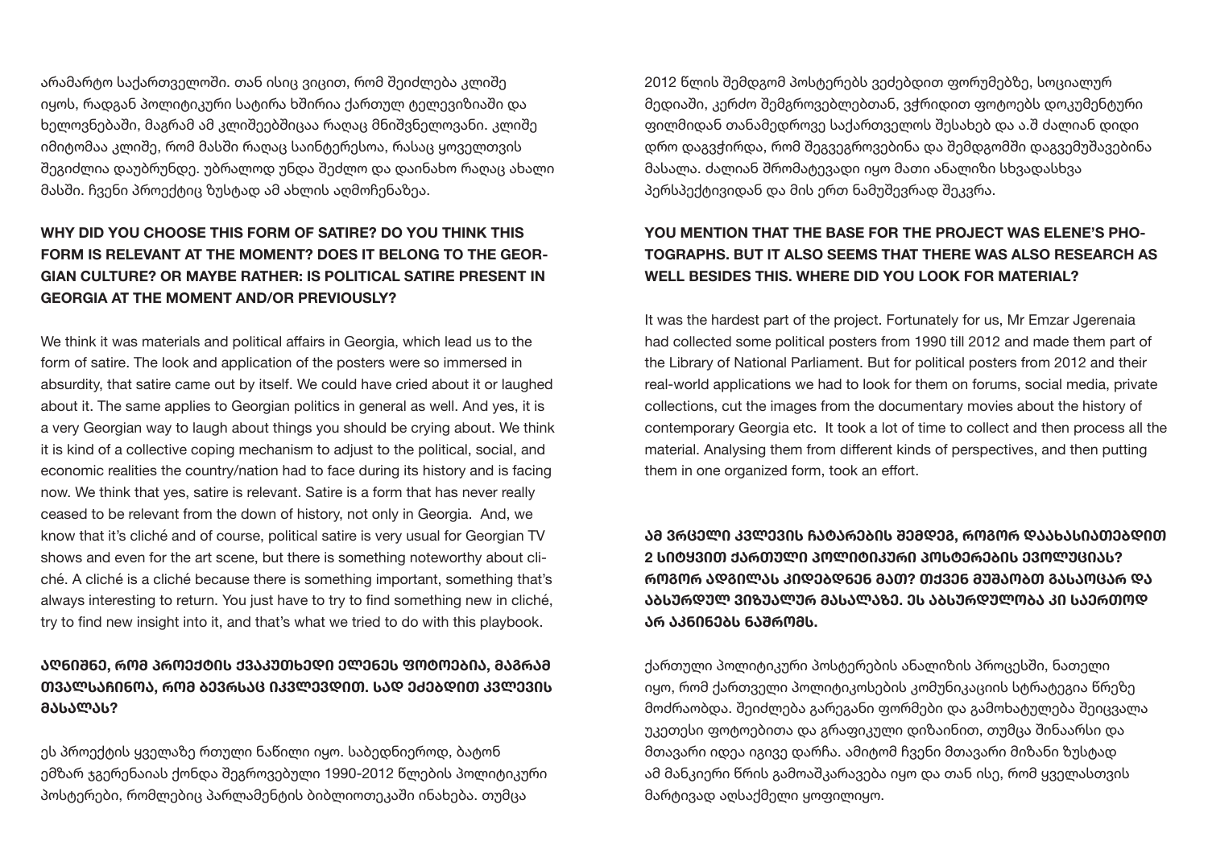არამარტო საქართველოში. თან ისიც ვიცით, რომ შეიძლება კლიშე იყოს, რადგან პოლიტიკური სატირა ხშირია ქართულ ტელევიზიაში და ხელოვნებაში, მაგრამ ამ კლიშეებშიცაა რაღაც მნიშვნელოვანი. კლიშე იმიტომაა კლიშე, რომ მასში რაღაც საინტერესოა, რასაც ყოველთვის შეგიძლია დაუბრუნდე. უბრალოდ უნდა შეძლო და დაინახო რაღაც ახალი მასში. ჩვენი პროექტიც ზუსტად ამ ახლის აღმოჩენაზეა.

**WHY DID YOU CHOOSE THIS FORM OF SATIRE? DO YOU THINK THIS FORM IS RELEVANT AT THE MOMENT? DOES IT BELONG TO THE GEORGIAN CULTURE? OR MAYBE RATHER: IS POLITICAL SATIRE PRESENT IN GEORGIA AT THE MOMENT AND/OR PREVIOUSLY?**

We think it was materials and political affairs in Georgia, which lead us to the form of satire. The look and application of the posters were so immersed in absurdity, that satire came out by itself. We could have cried about it or laughed about it. The same applies to Georgian politics in general as well. And yes, it is a very Georgian way to laugh about things you should be crying about. We think it is kind of a collective coping mechanism to adjust to the political, social, and economic realities the country/nation had to face during its history and is facing now. We think that yes, satire is relevant. Satire is a form that has never really ceased to be relevant from the down of history, not only in Georgia. And, we know that it's cliché and of course, political satire is very usual for Georgian TV shows and even for the art scene, but there is something noteworthy about cliché. A cliché is a cliché because there is something important, something that's always interesting to return. You just have to try to find something new in cliché, try to find new insight into it, and that's what we tried to do with this playbook.

**აღნიშნე, რომ პროექტის ქვაკუთხედი ელენეს ფოტოებია, მაგრამ თვალსაჩინოა, რომ ბევრსაც იკვლევდით. სად ეძებდით კვლევის მასალას?**

ეს პროექტის ყველაზე რთული ნაწილი იყო. საბედნიეროდ, ბატონ ემზარ ჯგერენაიას ქონდა შეგროვებული 1990-2012 წლების პოლიტიკური პოსტერები, რომლებიც პარლამენტის ბიბლიოთეკაში ინახება. თუმცა 2012 წლის შემდგომ პოსტერებს ვეძებდით ფორუმებზე, სოციალურ მედიაში, კერძო შემგროვებლებთან, ვჭრიდით ფოტოებს დოკუმენტური ფილმიდან თანამედროვე საქართველოს შესახებ და ა.შ ძალიან დიდი დრო დაგვჭირდა, რომ შეგვეგროვებინა და შემდგომში დაგვემუშავებინა მასალა. ძალიან შრომატევადი იყო მათი ანალიზი სხვადასხვა პერსპექტივიდან და მის ერთ ნამუშევრად შეკვრა.

**YOU MENTION THAT THE BASE FOR THE PROJECT WAS ELENE'S PHOTOGRAPHS. BUT IT ALSO SEEMS THAT THERE WAS ALSO RESEARCH AS WELL BESIDES THIS. WHERE DID YOU LOOK FOR MATERIAL?**

It was the hardest part of the project. Fortunately for us, Mr Emzar Jgerenaia had collected some political posters from 1990 till 2012 and made them part of the Library of National Parliament. But for political posters from 2012 and their real-world applications we had to look for them on forums, social media, private collections, cut the images from the documentary movies about the history of contemporary Georgia etc. It took a lot of time to collect and then process all the material. Analysing them from different kinds of perspectives, and then putting them in one organized form, took an effort.

**ამ ვრცელი კვლევის ჩატარების შემდეგ, როგორ დაახასიათებდით 2 სიტყვით ქართული პოლიტიკური პოსტერების ევოლუციას? როგორ ადგილას კიდებდნენ მათ? თქვენ მუშაობთ გასაოცარ და აბსურდულ ვიზუალურ მასალაზე. ეს აბსურდულობა კი საერთოდ არ აკნინებს ნაშრომს.**

ქართული პოლიტიკური პოსტერების ანალიზის პროცესში, ნათელი იყო, რომ ქართველი პოლიტიკოსების კომუნიკაციის სტრატეგია წრეზე მოძრაობდა. შეიძლება გარეგანი ფორმები და გამოხატულება შეიცვალა უკეთესი ფოტოებითა და გრაფიკული დიზაინით, თუმცა შინაარსი და მთავარი იდეა იგივე დარჩა. ამიტომ ჩვენი მთავარი მიზანი ზუსტად ამ მანკიერი წრის გამოაშკარავება იყო და თან ისე, რომ ყველასთვის მარტივად აღსაქმელი ყოფილიყო.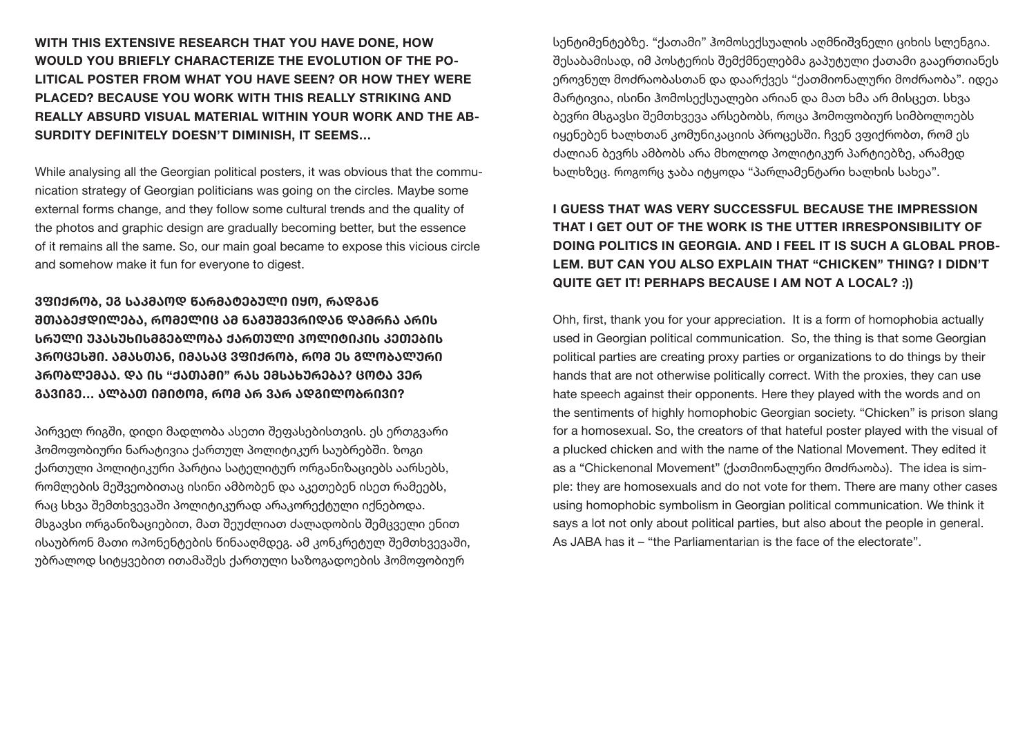**WITH THIS EXTENSIVE RESEARCH THAT YOU HAVE DONE, HOW WOULD YOU BRIEFLY CHARACTERIZE THE EVOLUTION OF THE POLITICAL POSTER FROM WHAT YOU HAVE SEEN? OR HOW THEY WERE PLACED? BECAUSE YOU WORK WITH THIS REALLY STRIKING AND REALLY ABSURD VISUAL MATERIAL WITHIN YOUR WORK AND THE ABSURDITY DEFINITELY DOESN'T DIMINISH, IT SEEMS…**

While analysing all the Georgian political posters, it was obvious that the communication strategy of Georgian politicians was going on the circles. Maybe some external forms change, and they follow some cultural trends and the quality of the photos and graphic design are gradually becoming better, but the essence of it remains all the same. So, our main goal became to expose this vicious circle and somehow make it fun for everyone to digest.

**ვფიქრობ, ეგ საკმაოდ წარმატებული იყო, რადგან შთაბეჭდილება, რომელიც ამ ნამუშევრიდან დამრჩა არის სრული უპასუხისმგებლობა ქართული პოლიტიკის კეთების პროცესში. ამასთან, იმასაც ვფიქრობ, რომ ეს გლობალური პრობლემაა. და ის "ქათამი" რას ემსახურება? ცოტა ვერ გავიგე… ალბათ იმიტომ, რომ არ ვარ ადგილობრივი?**

პირველ რიგში, დიდი მადლობა ასეთი შეფასებისთვის. ეს ერთგვარი ჰომოფობიური ნარატივია ქართულ პოლიტიკურ საუბრებში. ზოგი ქართული პოლიტიკური პარტია სატელიტურ ორგანიზაციებს აარსებს, რომლების მეშვეობითაც ისინი ამბობენ და აკეთებენ ისეთ რამეებს, რაც სხვა შემთხვევაში პოლიტიკურად არაკორექტული იქნებოდა. მსგავსი ორგანიზაციებით, მათ შეუძლიათ ძალადობის შემცველი ენით ისაუბრონ მათი ოპონენტების წინააღმდეგ. ამ კონკრეტულ შემთხვევაში, უბრალოდ სიტყვებით ითამაშეს ქართული საზოგადოების ჰომოფობიურ სენტიმენტებზე. "ქათამი" ჰომოსექსუალის აღმნიშვნელი ციხის სლენგია. შესაბამისად, იმ პოსტერის შემქმნელებმა გაპუტული ქათამი გააერთიანეს ეროვნულ მოძრაობასთან და დაარქვეს "ქათმიონალური მოძრაობა". იდეა მარტივია, ისინი ჰომოსექსუალები არიან და მათ ხმა არ მისცეთ. სხვა ბევრი მსგავსი შემთხვევა არსებობს, როცა ჰომოფობიურ სიმბოლოებს იყენებენ ხალხთან კომუნიკაციის პროცესში. ჩვენ ვფიქრობთ, რომ ეს ძალიან ბევრს ამბობს არა მხოლოდ პოლიტიკურ პარტიებზე, არამედ ხალხზეც. როგორც ჯაბა იტყოდა "პარლამენტარი ხალხის სახეა".

**I GUESS THAT WAS VERY SUCCESSFUL BECAUSE THE IMPRESSION THAT I GET OUT OF THE WORK IS THE UTTER IRRESPONSIBILITY OF DOING POLITICS IN GEORGIA. AND I FEEL IT IS SUCH A GLOBAL PROBLEM. BUT CAN YOU ALSO EXPLAIN THAT "CHICKEN" THING? I DIDN'T QUITE GET IT! PERHAPS BECAUSE I AM NOT A LOCAL? :))**

Ohh, first, thank you for your appreciation. It is a form of homophobia actually used in Georgian political communication. So, the thing is that some Georgian political parties are creating proxy parties or organizations to do things by their hands that are not otherwise politically correct. With the proxies, they can use hate speech against their opponents. Here they played with the words and on the sentiments of highly homophobic Georgian society. "Chicken" is prison slang for a homosexual. So, the creators of that hateful poster played with the visual of a plucked chicken and with the name of the National Movement. They edited it as a "Chickenonal Movement" (ქათმიონალური მოძრაობა). The idea is simple: they are homosexuals and do not vote for them. There are many other cases using homophobic symbolism in Georgian political communication. We think it says a lot not only about political parties, but also about the people in general. As JABA has it – "the Parliamentarian is the face of the electorate".